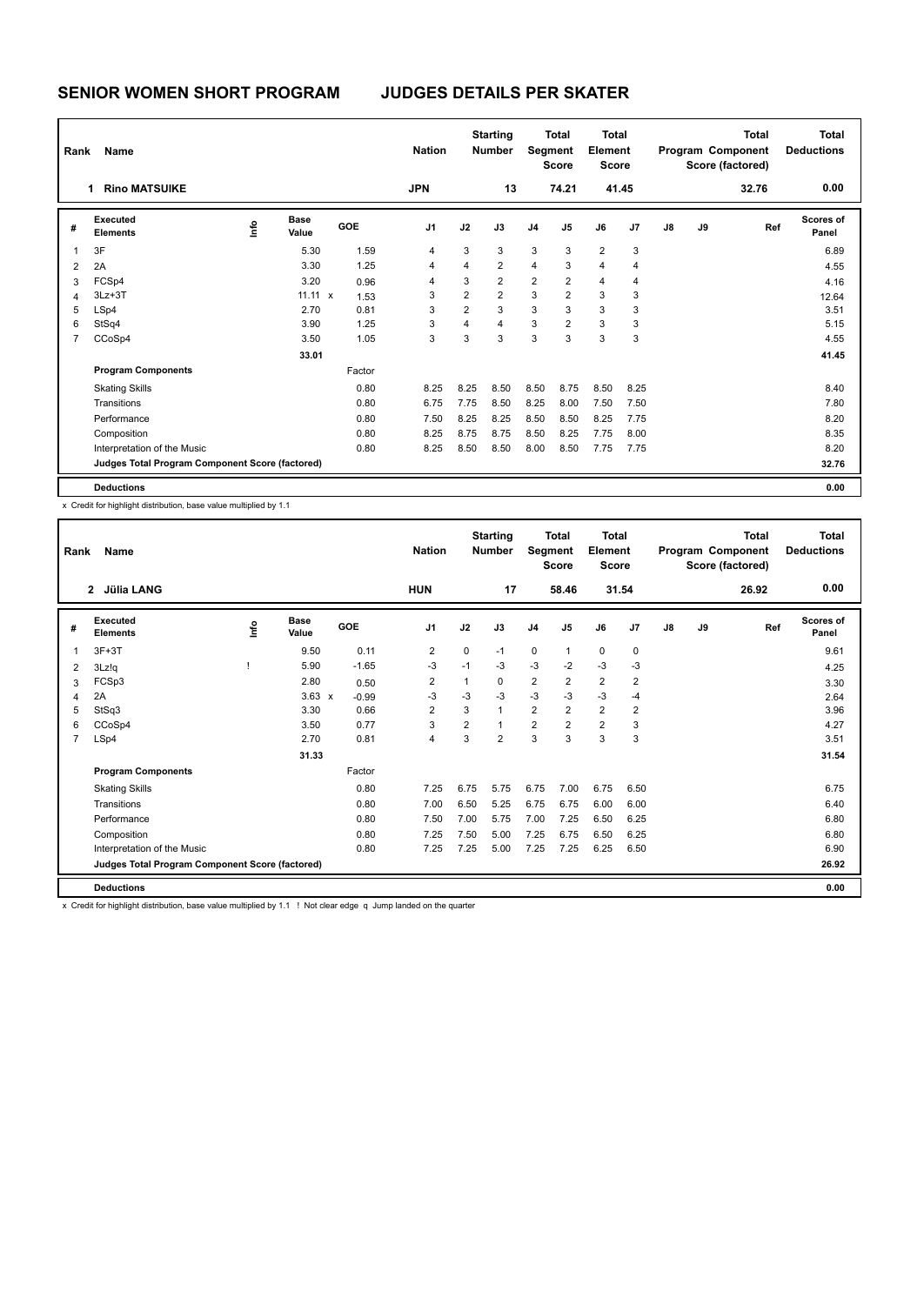# SENIOR WOMEN SHORT PROGRAM JUDGES DETAILS PER SKATER

| Rank | Name | Nation | Starting Number | Total Segment Score | Total Element Score | Total Program Component Score (factored) | Total Deductions |
|---|---|---|---|---|---|---|---|
| 1 | Rino MATSUIKE | JPN | 13 | 74.21 | 41.45 | 32.76 | 0.00 |

| # | Executed Elements | Info | Base Value | | GOE | J1 | J2 | J3 | J4 | J5 | J6 | J7 | J8 | J9 | Ref | Scores of Panel |
|---|---|---|---|---|---|---|---|---|---|---|---|---|---|---|---|---|
| 1 | 3F | | 5.30 | | 1.59 | 4 | 3 | 3 | 3 | 3 | 2 | 3 | | | | 6.89 |
| 2 | 2A | | 3.30 | | 1.25 | 4 | 4 | 2 | 4 | 3 | 4 | 4 | | | | 4.55 |
| 3 | FCSp4 | | 3.20 | | 0.96 | 4 | 3 | 2 | 2 | 2 | 4 | 4 | | | | 4.16 |
| 4 | 3Lz+3T | | 11.11 | x | 1.53 | 3 | 2 | 2 | 3 | 2 | 3 | 3 | | | | 12.64 |
| 5 | LSp4 | | 2.70 | | 0.81 | 3 | 2 | 3 | 3 | 3 | 3 | 3 | | | | 3.51 |
| 6 | StSq4 | | 3.90 | | 1.25 | 3 | 4 | 4 | 3 | 2 | 3 | 3 | | | | 5.15 |
| 7 | CCoSp4 | | 3.50 | | 1.05 | 3 | 3 | 3 | 3 | 3 | 3 | 3 | | | | 4.55 |
| | | | 33.01 | | | | | | | | | | | | | 41.45 |
| | **Program Components** | | | | Factor | | | | | | | | | | | |
| | Skating Skills | | | | 0.80 | 8.25 | 8.25 | 8.50 | 8.50 | 8.75 | 8.50 | 8.25 | | | | 8.40 |
| | Transitions | | | | 0.80 | 6.75 | 7.75 | 8.50 | 8.25 | 8.00 | 7.50 | 7.50 | | | | 7.80 |
| | Performance | | | | 0.80 | 7.50 | 8.25 | 8.25 | 8.50 | 8.50 | 8.25 | 7.75 | | | | 8.20 |
| | Composition | | | | 0.80 | 8.25 | 8.75 | 8.75 | 8.50 | 8.25 | 7.75 | 8.00 | | | | 8.35 |
| | Interpretation of the Music | | | | 0.80 | 8.25 | 8.50 | 8.50 | 8.00 | 8.50 | 7.75 | 7.75 | | | | 8.20 |
| | **Judges Total Program Component Score (factored)** | | | | | | | | | | | | | | | 32.76 |
| | **Deductions** | | | | | | | | | | | | | | | 0.00 |

x Credit for highlight distribution, base value multiplied by 1.1

| Rank | Name | Nation | Starting Number | Total Segment Score | Total Element Score | Total Program Component Score (factored) | Total Deductions |
|---|---|---|---|---|---|---|---|
| 2 | Júlia LANG | HUN | 17 | 58.46 | 31.54 | 26.92 | 0.00 |

| # | Executed Elements | Info | Base Value | | GOE | J1 | J2 | J3 | J4 | J5 | J6 | J7 | J8 | J9 | Ref | Scores of Panel |
|---|---|---|---|---|---|---|---|---|---|---|---|---|---|---|---|---|
| 1 | 3F+3T | | 9.50 | | 0.11 | 2 | 0 | -1 | 0 | 1 | 0 | 0 | | | | 9.61 |
| 2 | 3Lz!q | ! | 5.90 | | -1.65 | -3 | -1 | -3 | -3 | -2 | -3 | -3 | | | | 4.25 |
| 3 | FCSp3 | | 2.80 | | 0.50 | 2 | 1 | 0 | 2 | 2 | 2 | 2 | | | | 3.30 |
| 4 | 2A | | 3.63 | x | -0.99 | -3 | -3 | -3 | -3 | -3 | -3 | -4 | | | | 2.64 |
| 5 | StSq3 | | 3.30 | | 0.66 | 2 | 3 | 1 | 2 | 2 | 2 | 2 | | | | 3.96 |
| 6 | CCoSp4 | | 3.50 | | 0.77 | 3 | 2 | 1 | 2 | 2 | 2 | 3 | | | | 4.27 |
| 7 | LSp4 | | 2.70 | | 0.81 | 4 | 3 | 2 | 3 | 3 | 3 | 3 | | | | 3.51 |
| | | | 31.33 | | | | | | | | | | | | | 31.54 |
| | **Program Components** | | | | Factor | | | | | | | | | | | |
| | Skating Skills | | | | 0.80 | 7.25 | 6.75 | 5.75 | 6.75 | 7.00 | 6.75 | 6.50 | | | | 6.75 |
| | Transitions | | | | 0.80 | 7.00 | 6.50 | 5.25 | 6.75 | 6.75 | 6.00 | 6.00 | | | | 6.40 |
| | Performance | | | | 0.80 | 7.50 | 7.00 | 5.75 | 7.00 | 7.25 | 6.50 | 6.25 | | | | 6.80 |
| | Composition | | | | 0.80 | 7.25 | 7.50 | 5.00 | 7.25 | 6.75 | 6.50 | 6.25 | | | | 6.80 |
| | Interpretation of the Music | | | | 0.80 | 7.25 | 7.25 | 5.00 | 7.25 | 7.25 | 6.25 | 6.50 | | | | 6.90 |
| | **Judges Total Program Component Score (factored)** | | | | | | | | | | | | | | | 26.92 |
| | **Deductions** | | | | | | | | | | | | | | | 0.00 |

x Credit for highlight distribution, base value multiplied by 1.1 ! Not clear edge q Jump landed on the quarter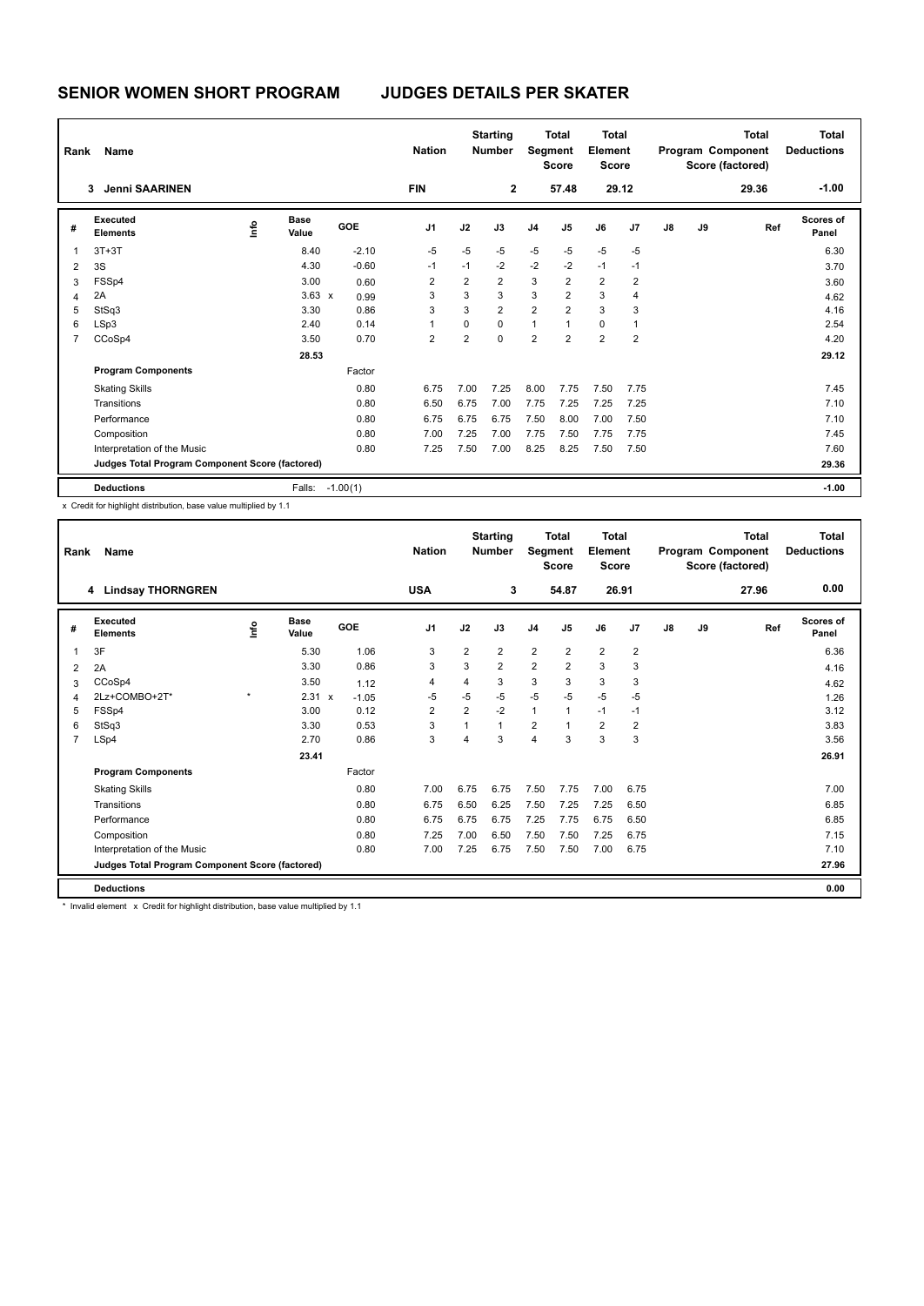# SENIOR WOMEN SHORT PROGRAM    JUDGES DETAILS PER SKATER

| Rank | Name | Nation | Starting Number | Total Segment Score | Total Element Score | Total Program Component Score (factored) | Total Deductions |
|---|---|---|---|---|---|---|---|
| 3 | Jenni SAARINEN | FIN | 2 | 57.48 | 29.12 | 29.36 | -1.00 |

| # | Executed Elements | Info | Base Value | | GOE | J1 | J2 | J3 | J4 | J5 | J6 | J7 | J8 | J9 | Ref | Scores of Panel |
|---|---|---|---|---|---|---|---|---|---|---|---|---|---|---|---|---|
| 1 | 3T+3T | | 8.40 | | -2.10 | -5 | -5 | -5 | -5 | -5 | -5 | -5 | | | | 6.30 |
| 2 | 3S | | 4.30 | | -0.60 | -1 | -1 | -2 | -2 | -2 | -1 | -1 | | | | 3.70 |
| 3 | FSSp4 | | 3.00 | | 0.60 | 2 | 2 | 2 | 3 | 2 | 2 | 2 | | | | 3.60 |
| 4 | 2A | | 3.63 | x | 0.99 | 3 | 3 | 3 | 3 | 2 | 3 | 4 | | | | 4.62 |
| 5 | StSq3 | | 3.30 | | 0.86 | 3 | 3 | 2 | 2 | 2 | 3 | 3 | | | | 4.16 |
| 6 | LSp3 | | 2.40 | | 0.14 | 1 | 0 | 0 | 1 | 1 | 0 | 1 | | | | 2.54 |
| 7 | CCoSp4 | | 3.50 | | 0.70 | 2 | 2 | 0 | 2 | 2 | 2 | 2 | | | | 4.20 |
| | | | 28.53 | | | | | | | | | | | | | 29.12 |
| | **Program Components** | | | | Factor | | | | | | | | | | | |
| | Skating Skills | | | | 0.80 | 6.75 | 7.00 | 7.25 | 8.00 | 7.75 | 7.50 | 7.75 | | | | 7.45 |
| | Transitions | | | | 0.80 | 6.50 | 6.75 | 7.00 | 7.75 | 7.25 | 7.25 | 7.25 | | | | 7.10 |
| | Performance | | | | 0.80 | 6.75 | 6.75 | 6.75 | 7.50 | 8.00 | 7.00 | 7.50 | | | | 7.10 |
| | Composition | | | | 0.80 | 7.00 | 7.25 | 7.00 | 7.75 | 7.50 | 7.75 | 7.75 | | | | 7.45 |
| | Interpretation of the Music | | | | 0.80 | 7.25 | 7.50 | 7.00 | 8.25 | 8.25 | 7.50 | 7.50 | | | | 7.60 |
| | **Judges Total Program Component Score (factored)** | | | | | | | | | | | | | | | 29.36 |
| | **Deductions** | | Falls: | | -1.00(1) | | | | | | | | | | | -1.00 |

x Credit for highlight distribution, base value multiplied by 1.1

| Rank | Name | Nation | Starting Number | Total Segment Score | Total Element Score | Total Program Component Score (factored) | Total Deductions |
|---|---|---|---|---|---|---|---|
| 4 | Lindsay THORNGREN | USA | 3 | 54.87 | 26.91 | 27.96 | 0.00 |

| # | Executed Elements | Info | Base Value | | GOE | J1 | J2 | J3 | J4 | J5 | J6 | J7 | J8 | J9 | Ref | Scores of Panel |
|---|---|---|---|---|---|---|---|---|---|---|---|---|---|---|---|---|
| 1 | 3F | | 5.30 | | 1.06 | 3 | 2 | 2 | 2 | 2 | 2 | 2 | | | | 6.36 |
| 2 | 2A | | 3.30 | | 0.86 | 3 | 3 | 2 | 2 | 2 | 3 | 3 | | | | 4.16 |
| 3 | CCoSp4 | | 3.50 | | 1.12 | 4 | 4 | 3 | 3 | 3 | 3 | 3 | | | | 4.62 |
| 4 | 2Lz+COMBO+2T* | * | 2.31 | x | -1.05 | -5 | -5 | -5 | -5 | -5 | -5 | -5 | | | | 1.26 |
| 5 | FSSp4 | | 3.00 | | 0.12 | 2 | 2 | -2 | 1 | 1 | -1 | -1 | | | | 3.12 |
| 6 | StSq3 | | 3.30 | | 0.53 | 3 | 1 | 1 | 2 | 1 | 2 | 2 | | | | 3.83 |
| 7 | LSp4 | | 2.70 | | 0.86 | 3 | 4 | 3 | 4 | 3 | 3 | 3 | | | | 3.56 |
| | | | 23.41 | | | | | | | | | | | | | 26.91 |
| | **Program Components** | | | | Factor | | | | | | | | | | | |
| | Skating Skills | | | | 0.80 | 7.00 | 6.75 | 6.75 | 7.50 | 7.75 | 7.00 | 6.75 | | | | 7.00 |
| | Transitions | | | | 0.80 | 6.75 | 6.50 | 6.25 | 7.50 | 7.25 | 7.25 | 6.50 | | | | 6.85 |
| | Performance | | | | 0.80 | 6.75 | 6.75 | 6.75 | 7.25 | 7.75 | 6.75 | 6.50 | | | | 6.85 |
| | Composition | | | | 0.80 | 7.25 | 7.00 | 6.50 | 7.50 | 7.50 | 7.25 | 6.75 | | | | 7.15 |
| | Interpretation of the Music | | | | 0.80 | 7.00 | 7.25 | 6.75 | 7.50 | 7.50 | 7.00 | 6.75 | | | | 7.10 |
| | **Judges Total Program Component Score (factored)** | | | | | | | | | | | | | | | 27.96 |
| | **Deductions** | | | | | | | | | | | | | | | 0.00 |

* Invalid element x Credit for highlight distribution, base value multiplied by 1.1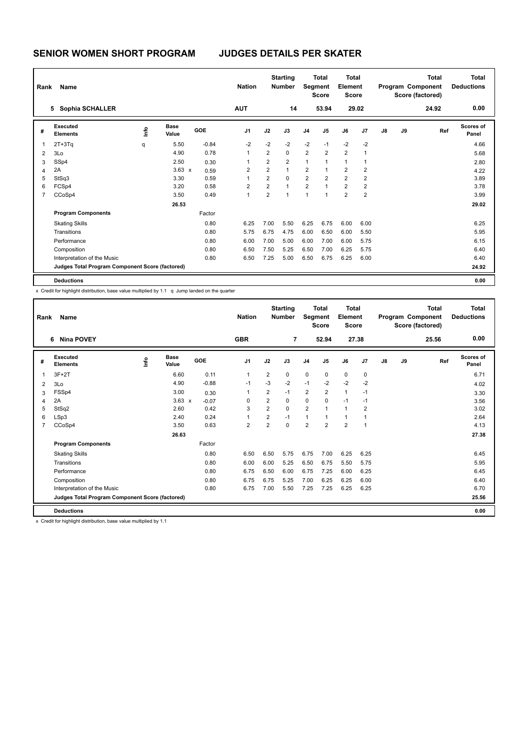# SENIOR WOMEN SHORT PROGRAM JUDGES DETAILS PER SKATER

| Rank | Name | Nation | Starting Number | Total Segment Score | Total Element Score | Total Program Component Score (factored) | Total Deductions |
|---|---|---|---|---|---|---|---|
| 5 | Sophia SCHALLER | AUT | 14 | 53.94 | 29.02 | 24.92 | 0.00 |

| # | Executed Elements | Info | Base Value | | GOE | J1 | J2 | J3 | J4 | J5 | J6 | J7 | J8 | J9 | Ref | Scores of Panel |
|---|---|---|---|---|---|---|---|---|---|---|---|---|---|---|---|---|
| 1 | 2T+3Tq | q | 5.50 | | -0.84 | -2 | -2 | -2 | -2 | -1 | -2 | -2 | | | | 4.66 |
| 2 | 3Lo | | 4.90 | | 0.78 | 1 | 2 | 0 | 2 | 2 | 2 | 1 | | | | 5.68 |
| 3 | SSp4 | | 2.50 | | 0.30 | 1 | 2 | 2 | 1 | 1 | 1 | 1 | | | | 2.80 |
| 4 | 2A | | 3.63 | x | 0.59 | 2 | 2 | 1 | 2 | 1 | 2 | 2 | | | | 4.22 |
| 5 | StSq3 | | 3.30 | | 0.59 | 1 | 2 | 0 | 2 | 2 | 2 | 2 | | | | 3.89 |
| 6 | FCSp4 | | 3.20 | | 0.58 | 2 | 2 | 1 | 2 | 1 | 2 | 2 | | | | 3.78 |
| 7 | CCoSp4 | | 3.50 | | 0.49 | 1 | 2 | 1 | 1 | 1 | 2 | 2 | | | | 3.99 |
| | | | 26.53 | | | | | | | | | | | | | 29.02 |
| | **Program Components** | | | | Factor | | | | | | | | | | | |
| | Skating Skills | | | | 0.80 | 6.25 | 7.00 | 5.50 | 6.25 | 6.75 | 6.00 | 6.00 | | | | 6.25 |
| | Transitions | | | | 0.80 | 5.75 | 6.75 | 4.75 | 6.00 | 6.50 | 6.00 | 5.50 | | | | 5.95 |
| | Performance | | | | 0.80 | 6.00 | 7.00 | 5.00 | 6.00 | 7.00 | 6.00 | 5.75 | | | | 6.15 |
| | Composition | | | | 0.80 | 6.50 | 7.50 | 5.25 | 6.50 | 7.00 | 6.25 | 5.75 | | | | 6.40 |
| | Interpretation of the Music | | | | 0.80 | 6.50 | 7.25 | 5.00 | 6.50 | 6.75 | 6.25 | 6.00 | | | | 6.40 |
| | **Judges Total Program Component Score (factored)** | | | | | | | | | | | | | | | 24.92 |
| | **Deductions** | | | | | | | | | | | | | | | 0.00 |

x Credit for highlight distribution, base value multiplied by 1.1 q Jump landed on the quarter

| Rank | Name | Nation | Starting Number | Total Segment Score | Total Element Score | Total Program Component Score (factored) | Total Deductions |
|---|---|---|---|---|---|---|---|
| 6 | Nina POVEY | GBR | 7 | 52.94 | 27.38 | 25.56 | 0.00 |

| # | Executed Elements | Info | Base Value | | GOE | J1 | J2 | J3 | J4 | J5 | J6 | J7 | J8 | J9 | Ref | Scores of Panel |
|---|---|---|---|---|---|---|---|---|---|---|---|---|---|---|---|---|
| 1 | 3F+2T | | 6.60 | | 0.11 | 1 | 2 | 0 | 0 | 0 | 0 | 0 | | | | 6.71 |
| 2 | 3Lo | | 4.90 | | -0.88 | -1 | -3 | -2 | -1 | -2 | -2 | -2 | | | | 4.02 |
| 3 | FSSp4 | | 3.00 | | 0.30 | 1 | 2 | -1 | 2 | 2 | 1 | -1 | | | | 3.30 |
| 4 | 2A | | 3.63 | x | -0.07 | 0 | 2 | 0 | 0 | 0 | -1 | -1 | | | | 3.56 |
| 5 | StSq2 | | 2.60 | | 0.42 | 3 | 2 | 0 | 2 | 1 | 1 | 2 | | | | 3.02 |
| 6 | LSp3 | | 2.40 | | 0.24 | 1 | 2 | -1 | 1 | 1 | 1 | 1 | | | | 2.64 |
| 7 | CCoSp4 | | 3.50 | | 0.63 | 2 | 2 | 0 | 2 | 2 | 2 | 1 | | | | 4.13 |
| | | | 26.63 | | | | | | | | | | | | | 27.38 |
| | **Program Components** | | | | Factor | | | | | | | | | | | |
| | Skating Skills | | | | 0.80 | 6.50 | 6.50 | 5.75 | 6.75 | 7.00 | 6.25 | 6.25 | | | | 6.45 |
| | Transitions | | | | 0.80 | 6.00 | 6.00 | 5.25 | 6.50 | 6.75 | 5.50 | 5.75 | | | | 5.95 |
| | Performance | | | | 0.80 | 6.75 | 6.50 | 6.00 | 6.75 | 7.25 | 6.00 | 6.25 | | | | 6.45 |
| | Composition | | | | 0.80 | 6.75 | 6.75 | 5.25 | 7.00 | 6.25 | 6.25 | 6.00 | | | | 6.40 |
| | Interpretation of the Music | | | | 0.80 | 6.75 | 7.00 | 5.50 | 7.25 | 7.25 | 6.25 | 6.25 | | | | 6.70 |
| | **Judges Total Program Component Score (factored)** | | | | | | | | | | | | | | | 25.56 |
| | **Deductions** | | | | | | | | | | | | | | | 0.00 |

x Credit for highlight distribution, base value multiplied by 1.1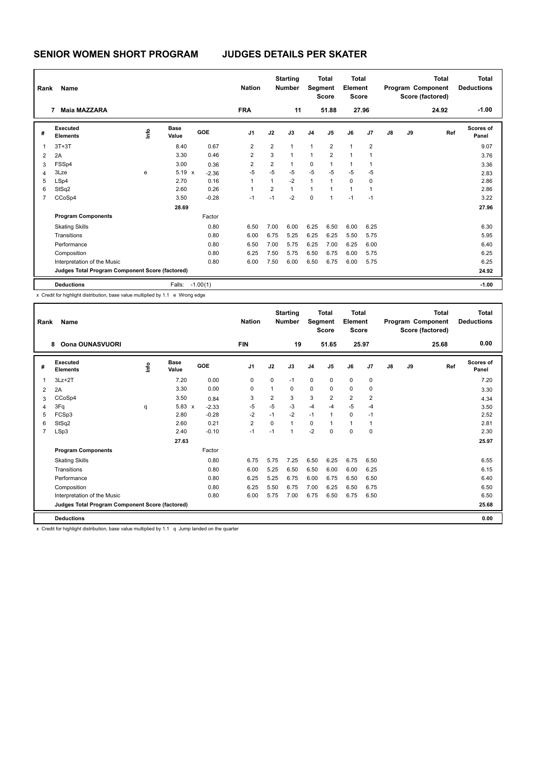# SENIOR WOMEN SHORT PROGRAM JUDGES DETAILS PER SKATER

| Rank | Name | Nation | Starting Number | Total Segment Score | Total Element Score | Total Program Component Score (factored) | Total Deductions |
|---|---|---|---|---|---|---|---|
| 7 | Maia MAZZARA | FRA | 11 | 51.88 | 27.96 | 24.92 | -1.00 |

| # | Executed Elements | Info | Base Value | | GOE | J1 | J2 | J3 | J4 | J5 | J6 | J7 | J8 | J9 | Ref | Scores of Panel |
|---|---|---|---|---|---|---|---|---|---|---|---|---|---|---|---|---|
| 1 | 3T+3T | | 8.40 | | 0.67 | 2 | 2 | 1 | 1 | 2 | 1 | 2 | | | | 9.07 |
| 2 | 2A | | 3.30 | | 0.46 | 2 | 3 | 1 | 1 | 2 | 1 | 1 | | | | 3.76 |
| 3 | FSSp4 | | 3.00 | | 0.36 | 2 | 2 | 1 | 0 | 1 | 1 | 1 | | | | 3.36 |
| 4 | 3Lze | e | 5.19 | x | -2.36 | -5 | -5 | -5 | -5 | -5 | -5 | -5 | | | | 2.83 |
| 5 | LSp4 | | 2.70 | | 0.16 | 1 | 1 | -2 | 1 | 1 | 0 | 0 | | | | 2.86 |
| 6 | StSq2 | | 2.60 | | 0.26 | 1 | 2 | 1 | 1 | 1 | 1 | 1 | | | | 2.86 |
| 7 | CCoSp4 | | 3.50 | | -0.28 | -1 | -1 | -2 | 0 | 1 | -1 | -1 | | | | 3.22 |
| | | | 28.69 | | | | | | | | | | | | | 27.96 |
| | **Program Components** | | | | Factor | | | | | | | | | | | |
| | Skating Skills | | | | 0.80 | 6.50 | 7.00 | 6.00 | 6.25 | 6.50 | 6.00 | 6.25 | | | | 6.30 |
| | Transitions | | | | 0.80 | 6.00 | 6.75 | 5.25 | 6.25 | 6.25 | 5.50 | 5.75 | | | | 5.95 |
| | Performance | | | | 0.80 | 6.50 | 7.00 | 5.75 | 6.25 | 7.00 | 6.25 | 6.00 | | | | 6.40 |
| | Composition | | | | 0.80 | 6.25 | 7.50 | 5.75 | 6.50 | 6.75 | 6.00 | 5.75 | | | | 6.25 |
| | Interpretation of the Music | | | | 0.80 | 6.00 | 7.50 | 6.00 | 6.50 | 6.75 | 6.00 | 5.75 | | | | 6.25 |
| | **Judges Total Program Component Score (factored)** | | | | | | | | | | | | | | | 24.92 |
| | **Deductions** | | Falls: | | -1.00(1) | | | | | | | | | | | -1.00 |

x Credit for highlight distribution, base value multiplied by 1.1 e Wrong edge

| Rank | Name | Nation | Starting Number | Total Segment Score | Total Element Score | Total Program Component Score (factored) | Total Deductions |
|---|---|---|---|---|---|---|---|
| 8 | Oona OUNASVUORI | FIN | 19 | 51.65 | 25.97 | 25.68 | 0.00 |

| # | Executed Elements | Info | Base Value | | GOE | J1 | J2 | J3 | J4 | J5 | J6 | J7 | J8 | J9 | Ref | Scores of Panel |
|---|---|---|---|---|---|---|---|---|---|---|---|---|---|---|---|---|
| 1 | 3Lz+2T | | 7.20 | | 0.00 | 0 | 0 | -1 | 0 | 0 | 0 | 0 | | | | 7.20 |
| 2 | 2A | | 3.30 | | 0.00 | 0 | 1 | 0 | 0 | 0 | 0 | 0 | | | | 3.30 |
| 3 | CCoSp4 | | 3.50 | | 0.84 | 3 | 2 | 3 | 3 | 2 | 2 | 2 | | | | 4.34 |
| 4 | 3Fq | q | 5.83 | x | -2.33 | -5 | -5 | -3 | -4 | -4 | -5 | -4 | | | | 3.50 |
| 5 | FCSp3 | | 2.80 | | -0.28 | -2 | -1 | -2 | -1 | 1 | 0 | -1 | | | | 2.52 |
| 6 | StSq2 | | 2.60 | | 0.21 | 2 | 0 | 1 | 0 | 1 | 1 | 1 | | | | 2.81 |
| 7 | LSp3 | | 2.40 | | -0.10 | -1 | -1 | 1 | -2 | 0 | 0 | 0 | | | | 2.30 |
| | | | 27.63 | | | | | | | | | | | | | 25.97 |
| | **Program Components** | | | | Factor | | | | | | | | | | | |
| | Skating Skills | | | | 0.80 | 6.75 | 5.75 | 7.25 | 6.50 | 6.25 | 6.75 | 6.50 | | | | 6.55 |
| | Transitions | | | | 0.80 | 6.00 | 5.25 | 6.50 | 6.50 | 6.00 | 6.00 | 6.25 | | | | 6.15 |
| | Performance | | | | 0.80 | 6.25 | 5.25 | 6.75 | 6.00 | 6.75 | 6.50 | 6.50 | | | | 6.40 |
| | Composition | | | | 0.80 | 6.25 | 5.50 | 6.75 | 7.00 | 6.25 | 6.50 | 6.75 | | | | 6.50 |
| | Interpretation of the Music | | | | 0.80 | 6.00 | 5.75 | 7.00 | 6.75 | 6.50 | 6.75 | 6.50 | | | | 6.50 |
| | **Judges Total Program Component Score (factored)** | | | | | | | | | | | | | | | 25.68 |
| | **Deductions** | | | | | | | | | | | | | | | 0.00 |

x Credit for highlight distribution, base value multiplied by 1.1 q Jump landed on the quarter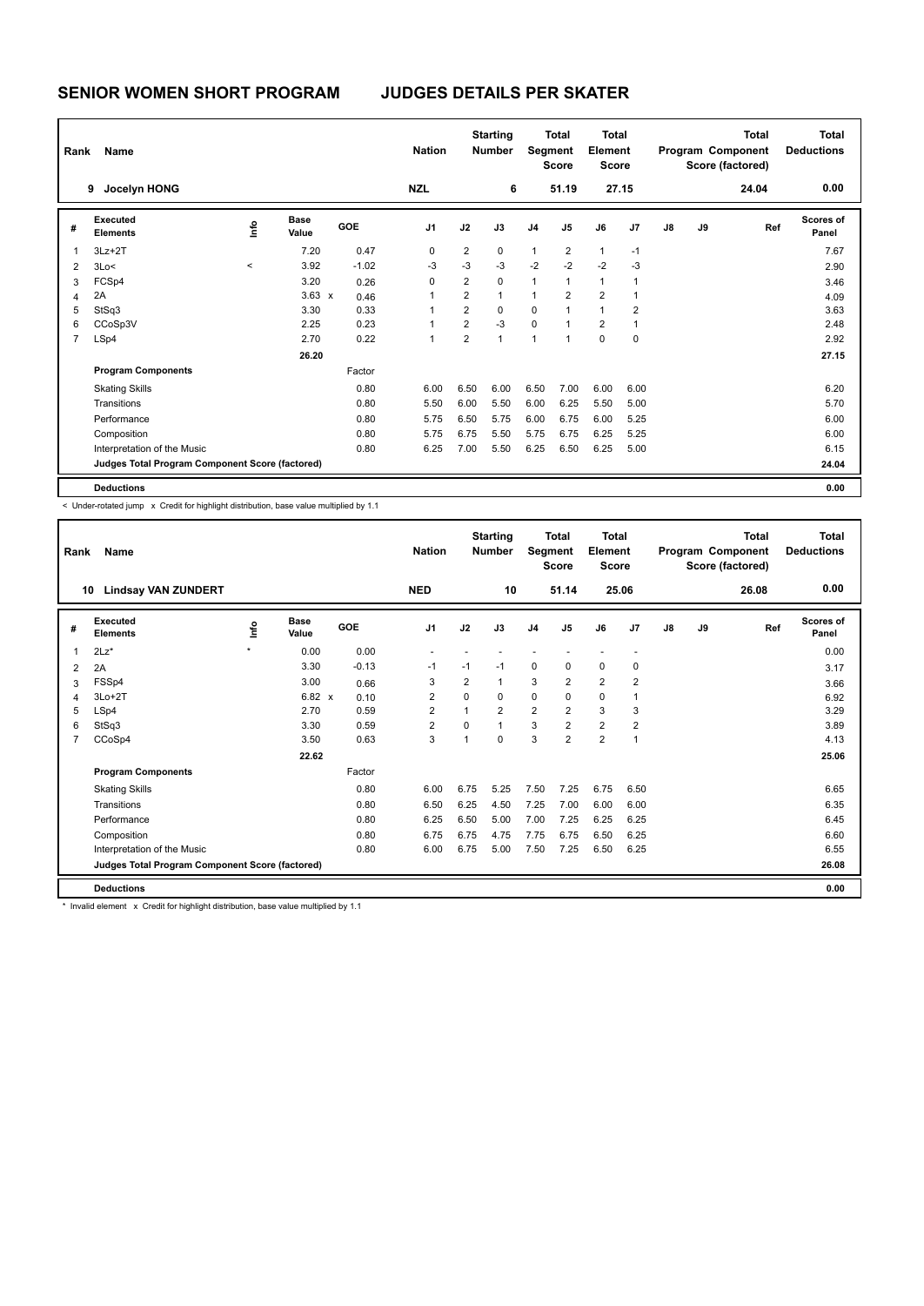# SENIOR WOMEN SHORT PROGRAM — JUDGES DETAILS PER SKATER

| Rank | Name | Nation | Starting Number | Total Segment Score | Total Element Score | Total Program Component Score (factored) | Total Deductions |
|---|---|---|---|---|---|---|---|
| 9 | Jocelyn HONG | NZL | 6 | 51.19 | 27.15 | 24.04 | 0.00 |

| # | Executed Elements | Info | Base Value | GOE | J1 | J2 | J3 | J4 | J5 | J6 | J7 | J8 | J9 | Ref | Scores of Panel |
|---|---|---|---|---|---|---|---|---|---|---|---|---|---|---|---|
| 1 | 3Lz+2T | | 7.20 | 0.47 | 0 | 2 | 0 | 1 | 2 | 1 | -1 | | | | 7.67 |
| 2 | 3Lo< | < | 3.92 | -1.02 | -3 | -3 | -3 | -2 | -2 | -2 | -3 | | | | 2.90 |
| 3 | FCSp4 | | 3.20 | 0.26 | 0 | 2 | 0 | 1 | 1 | 1 | 1 | | | | 3.46 |
| 4 | 2A | | 3.63 x | 0.46 | 1 | 2 | 1 | 1 | 2 | 2 | 1 | | | | 4.09 |
| 5 | StSq3 | | 3.30 | 0.33 | 1 | 2 | 0 | 0 | 1 | 1 | 2 | | | | 3.63 |
| 6 | CCoSp3V | | 2.25 | 0.23 | 1 | 2 | -3 | 0 | 1 | 2 | 1 | | | | 2.48 |
| 7 | LSp4 | | 2.70 | 0.22 | 1 | 2 | 1 | 1 | 1 | 0 | 0 | | | | 2.92 |
| | | | 26.20 | | | | | | | | | | | | 27.15 |

| Program Components | Factor | J1 | J2 | J3 | J4 | J5 | J6 | J7 | J8 | J9 | Scores of Panel |
|---|---|---|---|---|---|---|---|---|---|---|---|
| Skating Skills | 0.80 | 6.00 | 6.50 | 6.00 | 6.50 | 7.00 | 6.00 | 6.00 | | | 6.20 |
| Transitions | 0.80 | 5.50 | 6.00 | 5.50 | 6.00 | 6.25 | 5.50 | 5.00 | | | 5.70 |
| Performance | 0.80 | 5.75 | 6.50 | 5.75 | 6.00 | 6.75 | 6.00 | 5.25 | | | 6.00 |
| Composition | 0.80 | 5.75 | 6.75 | 5.50 | 5.75 | 6.75 | 6.25 | 5.25 | | | 6.00 |
| Interpretation of the Music | 0.80 | 6.25 | 7.00 | 5.50 | 6.25 | 6.50 | 6.25 | 5.00 | | | 6.15 |
| Judges Total Program Component Score (factored) | | | | | | | | | | | 24.04 |
| **Deductions** | | | | | | | | | | | 0.00 |

< Under-rotated jump x Credit for highlight distribution, base value multiplied by 1.1

| Rank | Name | Nation | Starting Number | Total Segment Score | Total Element Score | Total Program Component Score (factored) | Total Deductions |
|---|---|---|---|---|---|---|---|
| 10 | Lindsay VAN ZUNDERT | NED | 10 | 51.14 | 25.06 | 26.08 | 0.00 |

| # | Executed Elements | Info | Base Value | GOE | J1 | J2 | J3 | J4 | J5 | J6 | J7 | J8 | J9 | Ref | Scores of Panel |
|---|---|---|---|---|---|---|---|---|---|---|---|---|---|---|---|
| 1 | 2Lz* | * | 0.00 | 0.00 | - | - | - | - | - | - | - | | | | 0.00 |
| 2 | 2A | | 3.30 | -0.13 | -1 | -1 | -1 | 0 | 0 | 0 | 0 | | | | 3.17 |
| 3 | FSSp4 | | 3.00 | 0.66 | 3 | 2 | 1 | 3 | 2 | 2 | 2 | | | | 3.66 |
| 4 | 3Lo+2T | | 6.82 x | 0.10 | 2 | 0 | 0 | 0 | 0 | 0 | 1 | | | | 6.92 |
| 5 | LSp4 | | 2.70 | 0.59 | 2 | 1 | 2 | 2 | 2 | 3 | 3 | | | | 3.29 |
| 6 | StSq3 | | 3.30 | 0.59 | 2 | 0 | 1 | 3 | 2 | 2 | 2 | | | | 3.89 |
| 7 | CCoSp4 | | 3.50 | 0.63 | 3 | 1 | 0 | 3 | 2 | 2 | 1 | | | | 4.13 |
| | | | 22.62 | | | | | | | | | | | | 25.06 |

| Program Components | Factor | J1 | J2 | J3 | J4 | J5 | J6 | J7 | J8 | J9 | Scores of Panel |
|---|---|---|---|---|---|---|---|---|---|---|---|
| Skating Skills | 0.80 | 6.00 | 6.75 | 5.25 | 7.50 | 7.25 | 6.75 | 6.50 | | | 6.65 |
| Transitions | 0.80 | 6.50 | 6.25 | 4.50 | 7.25 | 7.00 | 6.00 | 6.00 | | | 6.35 |
| Performance | 0.80 | 6.25 | 6.50 | 5.00 | 7.00 | 7.25 | 6.25 | 6.25 | | | 6.45 |
| Composition | 0.80 | 6.75 | 6.75 | 4.75 | 7.75 | 6.75 | 6.50 | 6.25 | | | 6.60 |
| Interpretation of the Music | 0.80 | 6.00 | 6.75 | 5.00 | 7.50 | 7.25 | 6.50 | 6.25 | | | 6.55 |
| Judges Total Program Component Score (factored) | | | | | | | | | | | 26.08 |
| **Deductions** | | | | | | | | | | | 0.00 |

* Invalid element x Credit for highlight distribution, base value multiplied by 1.1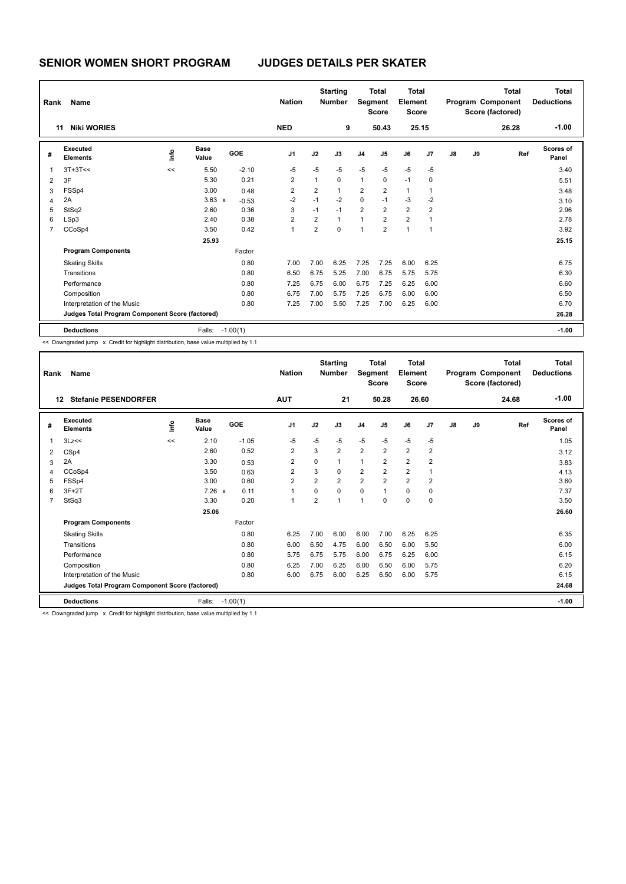# SENIOR WOMEN SHORT PROGRAM    JUDGES DETAILS PER SKATER

| Rank | Name | Nation | Starting Number | Total Segment Score | Total Element Score | Total Program Component Score (factored) | Total Deductions |
|---|---|---|---|---|---|---|---|
| 11 | Niki WORIES | NED | 9 | 50.43 | 25.15 | 26.28 | -1.00 |

| # | Executed Elements | Info | Base Value | | GOE | J1 | J2 | J3 | J4 | J5 | J6 | J7 | J8 | J9 | Ref | Scores of Panel |
|---|---|---|---|---|---|---|---|---|---|---|---|---|---|---|---|---|
| 1 | 3T+3T<< | << | 5.50 | | -2.10 | -5 | -5 | -5 | -5 | -5 | -5 | -5 | | | | 3.40 |
| 2 | 3F | | 5.30 | | 0.21 | 2 | 1 | 0 | 1 | 0 | -1 | 0 | | | | 5.51 |
| 3 | FSSp4 | | 3.00 | | 0.48 | 2 | 2 | 1 | 2 | 2 | 1 | 1 | | | | 3.48 |
| 4 | 2A | | 3.63 | x | -0.53 | -2 | -1 | -2 | 0 | -1 | -3 | -2 | | | | 3.10 |
| 5 | StSq2 | | 2.60 | | 0.36 | 3 | -1 | -1 | 2 | 2 | 2 | 2 | | | | 2.96 |
| 6 | LSp3 | | 2.40 | | 0.38 | 2 | 2 | 1 | 1 | 2 | 2 | 1 | | | | 2.78 |
| 7 | CCoSp4 | | 3.50 | | 0.42 | 1 | 2 | 0 | 1 | 2 | 1 | 1 | | | | 3.92 |
| | | | 25.93 | | | | | | | | | | | | | 25.15 |
| | **Program Components** | | | | Factor | | | | | | | | | | | |
| | Skating Skills | | | | 0.80 | 7.00 | 7.00 | 6.25 | 7.25 | 7.25 | 6.00 | 6.25 | | | | 6.75 |
| | Transitions | | | | 0.80 | 6.50 | 6.75 | 5.25 | 7.00 | 6.75 | 5.75 | 5.75 | | | | 6.30 |
| | Performance | | | | 0.80 | 7.25 | 6.75 | 6.00 | 6.75 | 7.25 | 6.25 | 6.00 | | | | 6.60 |
| | Composition | | | | 0.80 | 6.75 | 7.00 | 5.75 | 7.25 | 6.75 | 6.00 | 6.00 | | | | 6.50 |
| | Interpretation of the Music | | | | 0.80 | 7.25 | 7.00 | 5.50 | 7.25 | 7.00 | 6.25 | 6.00 | | | | 6.70 |
| | **Judges Total Program Component Score (factored)** | | | | | | | | | | | | | | | 26.28 |
| | **Deductions** | | Falls: | | -1.00(1) | | | | | | | | | | | -1.00 |

<< Downgraded jump x Credit for highlight distribution, base value multiplied by 1.1

| Rank | Name | Nation | Starting Number | Total Segment Score | Total Element Score | Total Program Component Score (factored) | Total Deductions |
|---|---|---|---|---|---|---|---|
| 12 | Stefanie PESENDORFER | AUT | 21 | 50.28 | 26.60 | 24.68 | -1.00 |

| # | Executed Elements | Info | Base Value | | GOE | J1 | J2 | J3 | J4 | J5 | J6 | J7 | J8 | J9 | Ref | Scores of Panel |
|---|---|---|---|---|---|---|---|---|---|---|---|---|---|---|---|---|
| 1 | 3Lz<< | << | 2.10 | | -1.05 | -5 | -5 | -5 | -5 | -5 | -5 | -5 | | | | 1.05 |
| 2 | CSp4 | | 2.60 | | 0.52 | 2 | 3 | 2 | 2 | 2 | 2 | 2 | | | | 3.12 |
| 3 | 2A | | 3.30 | | 0.53 | 2 | 0 | 1 | 1 | 2 | 2 | 2 | | | | 3.83 |
| 4 | CCoSp4 | | 3.50 | | 0.63 | 2 | 3 | 0 | 2 | 2 | 2 | 1 | | | | 4.13 |
| 5 | FSSp4 | | 3.00 | | 0.60 | 2 | 2 | 2 | 2 | 2 | 2 | 2 | | | | 3.60 |
| 6 | 3F+2T | | 7.26 | x | 0.11 | 1 | 0 | 0 | 0 | 1 | 0 | 0 | | | | 7.37 |
| 7 | StSq3 | | 3.30 | | 0.20 | 1 | 2 | 1 | 1 | 0 | 0 | 0 | | | | 3.50 |
| | | | 25.06 | | | | | | | | | | | | | 26.60 |
| | **Program Components** | | | | Factor | | | | | | | | | | | |
| | Skating Skills | | | | 0.80 | 6.25 | 7.00 | 6.00 | 6.00 | 7.00 | 6.25 | 6.25 | | | | 6.35 |
| | Transitions | | | | 0.80 | 6.00 | 6.50 | 4.75 | 6.00 | 6.50 | 6.00 | 5.50 | | | | 6.00 |
| | Performance | | | | 0.80 | 5.75 | 6.75 | 5.75 | 6.00 | 6.75 | 6.25 | 6.00 | | | | 6.15 |
| | Composition | | | | 0.80 | 6.25 | 7.00 | 6.25 | 6.00 | 6.50 | 6.00 | 5.75 | | | | 6.20 |
| | Interpretation of the Music | | | | 0.80 | 6.00 | 6.75 | 6.00 | 6.25 | 6.50 | 6.00 | 5.75 | | | | 6.15 |
| | **Judges Total Program Component Score (factored)** | | | | | | | | | | | | | | | 24.68 |
| | **Deductions** | | Falls: | | -1.00(1) | | | | | | | | | | | -1.00 |

<< Downgraded jump x Credit for highlight distribution, base value multiplied by 1.1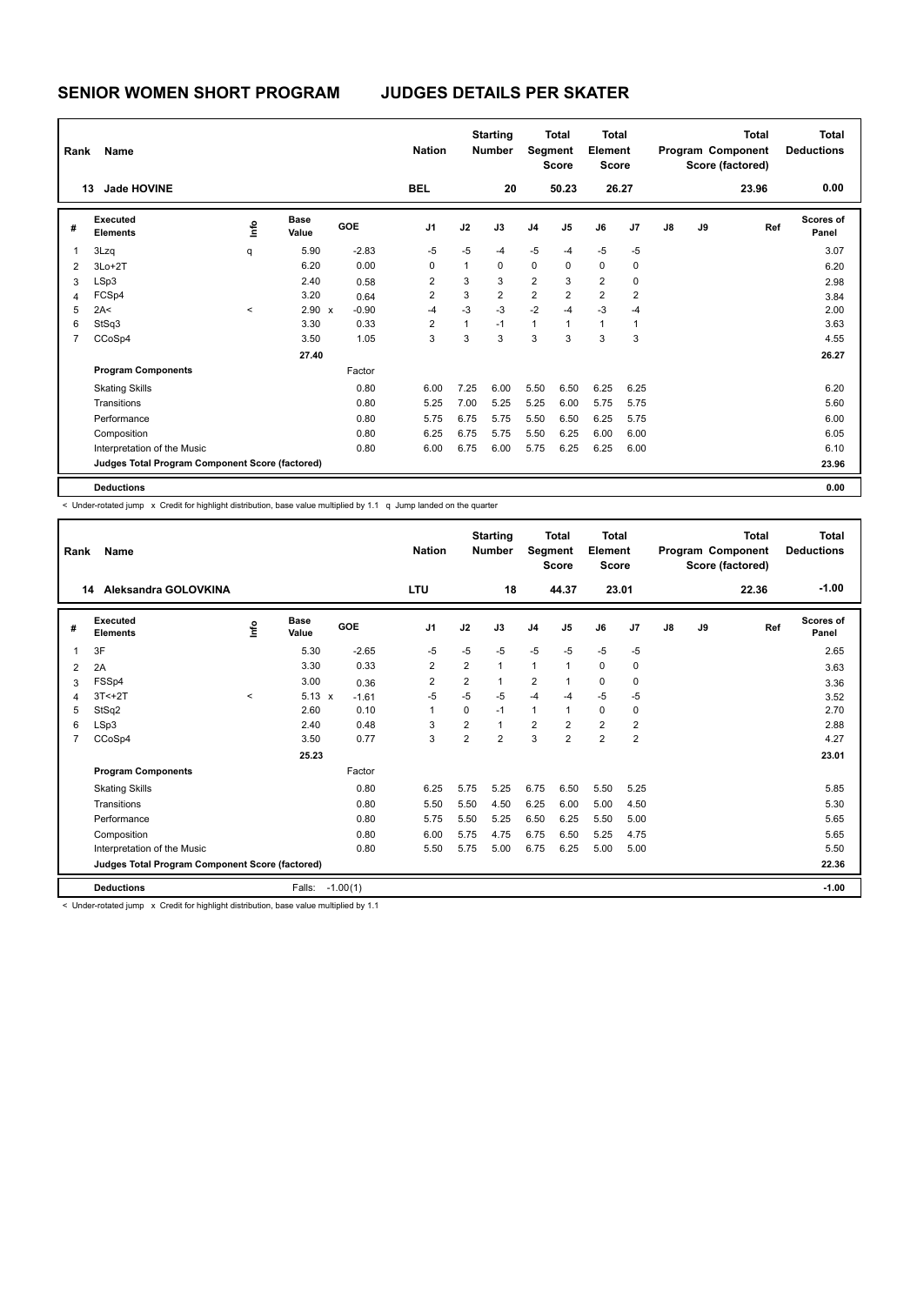# SENIOR WOMEN SHORT PROGRAM    JUDGES DETAILS PER SKATER

| Rank | Name | Nation | Starting Number | Total Segment Score | Total Element Score | Total Program Component Score (factored) | Total Deductions |
|---|---|---|---|---|---|---|---|
| 13 | Jade HOVINE | BEL | 20 | 50.23 | 26.27 | 23.96 | 0.00 |

| # | Executed Elements | Info | Base Value | | GOE | J1 | J2 | J3 | J4 | J5 | J6 | J7 | J8 | J9 | Ref | Scores of Panel |
|---|---|---|---|---|---|---|---|---|---|---|---|---|---|---|---|---|
| 1 | 3Lzq | q | 5.90 | | -2.83 | -5 | -5 | -4 | -5 | -4 | -5 | -5 | | | | 3.07 |
| 2 | 3Lo+2T | | 6.20 | | 0.00 | 0 | 1 | 0 | 0 | 0 | 0 | 0 | | | | 6.20 |
| 3 | LSp3 | | 2.40 | | 0.58 | 2 | 3 | 3 | 2 | 3 | 2 | 0 | | | | 2.98 |
| 4 | FCSp4 | | 3.20 | | 0.64 | 2 | 3 | 2 | 2 | 2 | 2 | 2 | | | | 3.84 |
| 5 | 2A< | < | 2.90 | x | -0.90 | -4 | -3 | -3 | -2 | -4 | -3 | -4 | | | | 2.00 |
| 6 | StSq3 | | 3.30 | | 0.33 | 2 | 1 | -1 | 1 | 1 | 1 | 1 | | | | 3.63 |
| 7 | CCoSp4 | | 3.50 | | 1.05 | 3 | 3 | 3 | 3 | 3 | 3 | 3 | | | | 4.55 |
| | | | 27.40 | | | | | | | | | | | | | 26.27 |
| | **Program Components** | | | | Factor | | | | | | | | | | | |
| | Skating Skills | | | | 0.80 | 6.00 | 7.25 | 6.00 | 5.50 | 6.50 | 6.25 | 6.25 | | | | 6.20 |
| | Transitions | | | | 0.80 | 5.25 | 7.00 | 5.25 | 5.25 | 6.00 | 5.75 | 5.75 | | | | 5.60 |
| | Performance | | | | 0.80 | 5.75 | 6.75 | 5.75 | 5.50 | 6.50 | 6.25 | 5.75 | | | | 6.00 |
| | Composition | | | | 0.80 | 6.25 | 6.75 | 5.75 | 5.50 | 6.25 | 6.00 | 6.00 | | | | 6.05 |
| | Interpretation of the Music | | | | 0.80 | 6.00 | 6.75 | 6.00 | 5.75 | 6.25 | 6.25 | 6.00 | | | | 6.10 |
| | **Judges Total Program Component Score (factored)** | | | | | | | | | | | | | | | 23.96 |
| | **Deductions** | | | | | | | | | | | | | | | 0.00 |

< Under-rotated jump x Credit for highlight distribution, base value multiplied by 1.1 q Jump landed on the quarter

| Rank | Name | Nation | Starting Number | Total Segment Score | Total Element Score | Total Program Component Score (factored) | Total Deductions |
|---|---|---|---|---|---|---|---|
| 14 | Aleksandra GOLOVKINA | LTU | 18 | 44.37 | 23.01 | 22.36 | -1.00 |

| # | Executed Elements | Info | Base Value | | GOE | J1 | J2 | J3 | J4 | J5 | J6 | J7 | J8 | J9 | Ref | Scores of Panel |
|---|---|---|---|---|---|---|---|---|---|---|---|---|---|---|---|---|
| 1 | 3F | | 5.30 | | -2.65 | -5 | -5 | -5 | -5 | -5 | -5 | -5 | | | | 2.65 |
| 2 | 2A | | 3.30 | | 0.33 | 2 | 2 | 1 | 1 | 1 | 0 | 0 | | | | 3.63 |
| 3 | FSSp4 | | 3.00 | | 0.36 | 2 | 2 | 1 | 2 | 1 | 0 | 0 | | | | 3.36 |
| 4 | 3T<+2T | < | 5.13 | x | -1.61 | -5 | -5 | -5 | -4 | -4 | -5 | -5 | | | | 3.52 |
| 5 | StSq2 | | 2.60 | | 0.10 | 1 | 0 | -1 | 1 | 1 | 0 | 0 | | | | 2.70 |
| 6 | LSp3 | | 2.40 | | 0.48 | 3 | 2 | 1 | 2 | 2 | 2 | 2 | | | | 2.88 |
| 7 | CCoSp4 | | 3.50 | | 0.77 | 3 | 2 | 2 | 3 | 2 | 2 | 2 | | | | 4.27 |
| | | | 25.23 | | | | | | | | | | | | | 23.01 |
| | **Program Components** | | | | Factor | | | | | | | | | | | |
| | Skating Skills | | | | 0.80 | 6.25 | 5.75 | 5.25 | 6.75 | 6.50 | 5.50 | 5.25 | | | | 5.85 |
| | Transitions | | | | 0.80 | 5.50 | 5.50 | 4.50 | 6.25 | 6.00 | 5.00 | 4.50 | | | | 5.30 |
| | Performance | | | | 0.80 | 5.75 | 5.50 | 5.25 | 6.50 | 6.25 | 5.50 | 5.00 | | | | 5.65 |
| | Composition | | | | 0.80 | 6.00 | 5.75 | 4.75 | 6.75 | 6.50 | 5.25 | 4.75 | | | | 5.65 |
| | Interpretation of the Music | | | | 0.80 | 5.50 | 5.75 | 5.00 | 6.75 | 6.25 | 5.00 | 5.00 | | | | 5.50 |
| | **Judges Total Program Component Score (factored)** | | | | | | | | | | | | | | | 22.36 |
| | **Deductions** | | Falls: | | -1.00(1) | | | | | | | | | | | -1.00 |

< Under-rotated jump x Credit for highlight distribution, base value multiplied by 1.1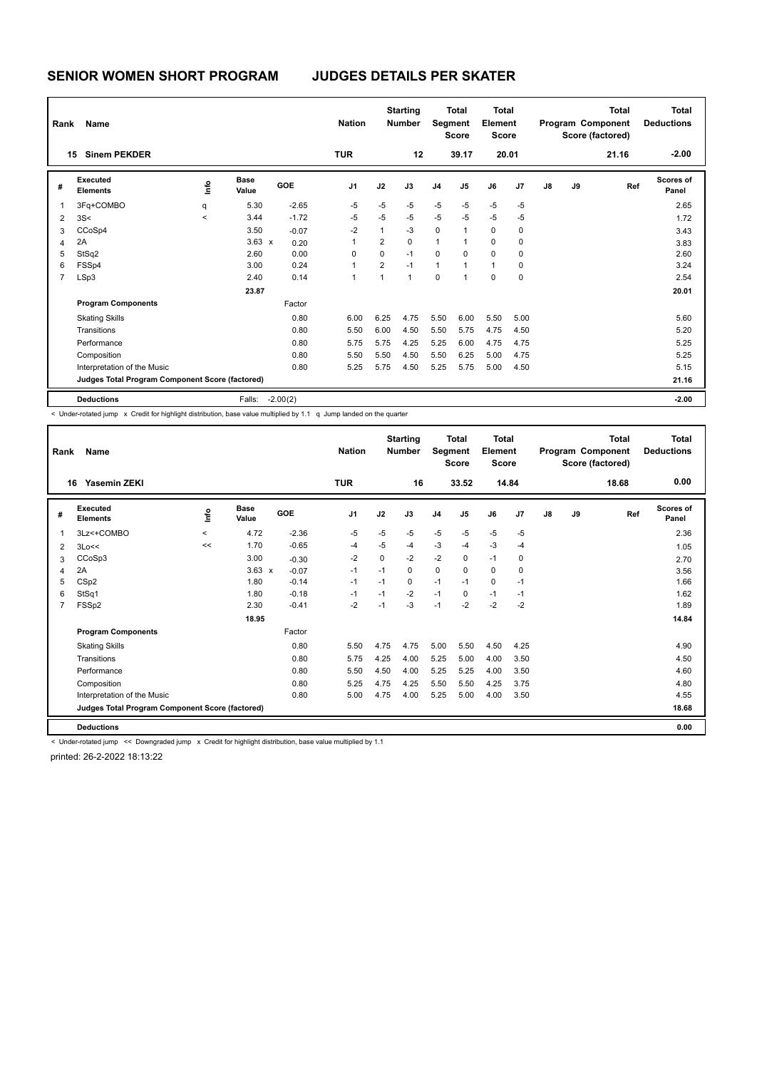# SENIOR WOMEN SHORT PROGRAM — JUDGES DETAILS PER SKATER

| Rank | Name | Nation | Starting Number | Total Segment Score | Total Element Score | Total Program Component Score (factored) | Total Deductions |
|---|---|---|---|---|---|---|---|
| 15 | Sinem PEKDER | TUR | 12 | 39.17 | 20.01 | 21.16 | -2.00 |

| # | Executed Elements | Info | Base Value | | GOE | J1 | J2 | J3 | J4 | J5 | J6 | J7 | J8 | J9 | Ref | Scores of Panel |
|---|---|---|---|---|---|---|---|---|---|---|---|---|---|---|---|---|
| 1 | 3Fq+COMBO | q | 5.30 | | -2.65 | -5 | -5 | -5 | -5 | -5 | -5 | -5 | | | | 2.65 |
| 2 | 3S< | < | 3.44 | | -1.72 | -5 | -5 | -5 | -5 | -5 | -5 | -5 | | | | 1.72 |
| 3 | CCoSp4 | | 3.50 | | -0.07 | -2 | 1 | -3 | 0 | 1 | 0 | 0 | | | | 3.43 |
| 4 | 2A | | 3.63 | x | 0.20 | 1 | 2 | 0 | 1 | 1 | 0 | 0 | | | | 3.83 |
| 5 | StSq2 | | 2.60 | | 0.00 | 0 | 0 | -1 | 0 | 0 | 0 | 0 | | | | 2.60 |
| 6 | FSSp4 | | 3.00 | | 0.24 | 1 | 2 | -1 | 1 | 1 | 1 | 0 | | | | 3.24 |
| 7 | LSp3 | | 2.40 | | 0.14 | 1 | 1 | 1 | 0 | 1 | 0 | 0 | | | | 2.54 |
| | | | 23.87 | | | | | | | | | | | | | 20.01 |
| | **Program Components** | | | | Factor | | | | | | | | | | | |
| | Skating Skills | | | | 0.80 | 6.00 | 6.25 | 4.75 | 5.50 | 6.00 | 5.50 | 5.00 | | | | 5.60 |
| | Transitions | | | | 0.80 | 5.50 | 6.00 | 4.50 | 5.50 | 5.75 | 4.75 | 4.50 | | | | 5.20 |
| | Performance | | | | 0.80 | 5.75 | 5.75 | 4.25 | 5.25 | 6.00 | 4.75 | 4.75 | | | | 5.25 |
| | Composition | | | | 0.80 | 5.50 | 5.50 | 4.50 | 5.50 | 6.25 | 5.00 | 4.75 | | | | 5.25 |
| | Interpretation of the Music | | | | 0.80 | 5.25 | 5.75 | 4.50 | 5.25 | 5.75 | 5.00 | 4.50 | | | | 5.15 |
| | **Judges Total Program Component Score (factored)** | | | | | | | | | | | | | | | 21.16 |
| | **Deductions** | | Falls: | | -2.00(2) | | | | | | | | | | | -2.00 |

< Under-rotated jump x Credit for highlight distribution, base value multiplied by 1.1 q Jump landed on the quarter

| Rank | Name | Nation | Starting Number | Total Segment Score | Total Element Score | Total Program Component Score (factored) | Total Deductions |
|---|---|---|---|---|---|---|---|
| 16 | Yasemin ZEKI | TUR | 16 | 33.52 | 14.84 | 18.68 | 0.00 |

| # | Executed Elements | Info | Base Value | | GOE | J1 | J2 | J3 | J4 | J5 | J6 | J7 | J8 | J9 | Ref | Scores of Panel |
|---|---|---|---|---|---|---|---|---|---|---|---|---|---|---|---|---|
| 1 | 3Lz<+COMBO | < | 4.72 | | -2.36 | -5 | -5 | -5 | -5 | -5 | -5 | -5 | | | | 2.36 |
| 2 | 3Lo<< | << | 1.70 | | -0.65 | -4 | -5 | -4 | -3 | -4 | -3 | -4 | | | | 1.05 |
| 3 | CCoSp3 | | 3.00 | | -0.30 | -2 | 0 | -2 | -2 | 0 | -1 | 0 | | | | 2.70 |
| 4 | 2A | | 3.63 | x | -0.07 | -1 | -1 | 0 | 0 | 0 | 0 | 0 | | | | 3.56 |
| 5 | CSp2 | | 1.80 | | -0.14 | -1 | -1 | 0 | -1 | -1 | 0 | -1 | | | | 1.66 |
| 6 | StSq1 | | 1.80 | | -0.18 | -1 | -1 | -2 | -1 | 0 | -1 | -1 | | | | 1.62 |
| 7 | FSSp2 | | 2.30 | | -0.41 | -2 | -1 | -3 | -1 | -2 | -2 | -2 | | | | 1.89 |
| | | | 18.95 | | | | | | | | | | | | | 14.84 |
| | **Program Components** | | | | Factor | | | | | | | | | | | |
| | Skating Skills | | | | 0.80 | 5.50 | 4.75 | 4.75 | 5.00 | 5.50 | 4.50 | 4.25 | | | | 4.90 |
| | Transitions | | | | 0.80 | 5.75 | 4.25 | 4.00 | 5.25 | 5.00 | 4.00 | 3.50 | | | | 4.50 |
| | Performance | | | | 0.80 | 5.50 | 4.50 | 4.00 | 5.25 | 5.25 | 4.00 | 3.50 | | | | 4.60 |
| | Composition | | | | 0.80 | 5.25 | 4.75 | 4.25 | 5.50 | 5.50 | 4.25 | 3.75 | | | | 4.80 |
| | Interpretation of the Music | | | | 0.80 | 5.00 | 4.75 | 4.00 | 5.25 | 5.00 | 4.00 | 3.50 | | | | 4.55 |
| | **Judges Total Program Component Score (factored)** | | | | | | | | | | | | | | | 18.68 |
| | **Deductions** | | | | | | | | | | | | | | | 0.00 |

< Under-rotated jump << Downgraded jump x Credit for highlight distribution, base value multiplied by 1.1

printed: 26-2-2022 18:13:22